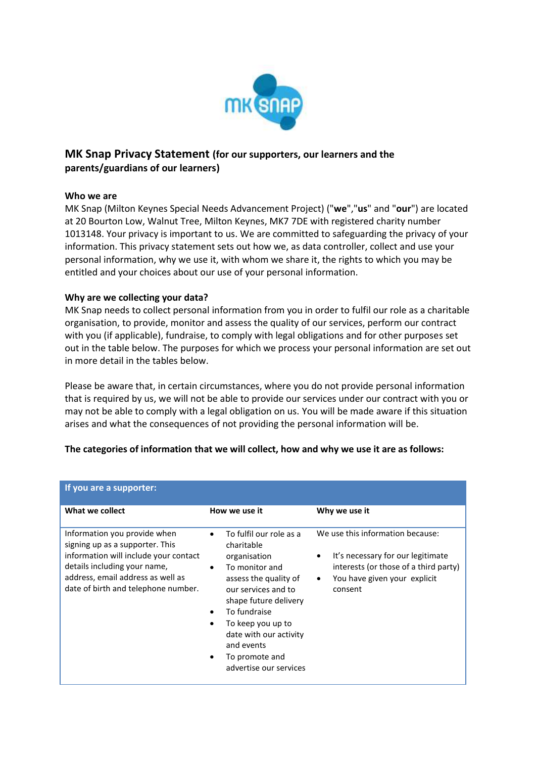# MK Snap Privacy Statement (for our supporters, our learners and the parents/guardians of our learners)

### Who we are

MK Snap (Milton Keynes Special Needs Advancement Project) ("**we**","**us**" and "**our**") are located at 20 Bourton Low, Walnut Tree, Milton Keynes, MK7 7DE with registered charity number 1013148. Your privacy is important to us. We are committed to safeguarding the privacy of your information. This privacy statement sets out how we, as data controller, collect and use your personal information, why we use it, with whom we share it, the rights to which you may be entitled and your choices about our use of your personal information.

### Why are we collecting your data?

MK Snap needs to collect personal information from you in order to fulfil our role as a charitable organisation, to provide, monitor and assess the quality of our services, perform our contract with you (if applicable), fundraise, to comply with legal obligations and for other purposes set out in the table below. The purposes for which we process your personal information are set out in more detail in the tables below.

Please be aware that, in certain circumstances, where you do not provide personal information that is required by us, we will not be able to provide our services under our contract with you or may not be able to comply with a legal obligation on us. You will be made aware if this situation arises and what the consequences of not providing the personal information will be.

**The categories of information that we will collect, how and why we use it are as follows:**

| **If you are a supporter:** | | |
|---|---|---|
| **What we collect** | **How we use it** | **Why we use it** |
| Information you provide when signing up as a supporter. This information will include your contact details including your name, address, email address as well as date of birth and telephone number. | • To fulfil our role as a charitable organisation<br>• To monitor and assess the quality of our services and to shape future delivery<br>• To fundraise<br>• To keep you up to date with our activity and events<br>• To promote and advertise our services | We use this information because:<br>• It's necessary for our legitimate interests (or those of a third party)<br>• You have given your explicit consent |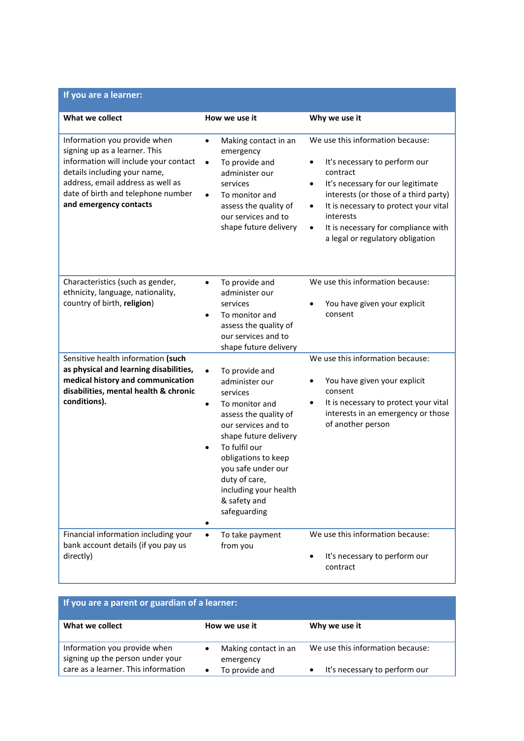| If you are a learner: | | |
|---|---|---|
| **What we collect** | **How we use it** | **Why we use it** |
| Information you provide when signing up as a learner. This information will include your contact details including your name, address, email address as well as date of birth and telephone number **and emergency contacts** | • Making contact in an emergency<br>• To provide and administer our services<br>• To monitor and assess the quality of our services and to shape future delivery | We use this information because:<br>• It's necessary to perform our contract<br>• It's necessary for our legitimate interests (or those of a third party)<br>• It is necessary to protect your vital interests<br>• It is necessary for compliance with a legal or regulatory obligation |
| Characteristics (such as gender, ethnicity, language, nationality, country of birth, **religion**) | • To provide and administer our services<br>• To monitor and assess the quality of our services and to shape future delivery | We use this information because:<br>• You have given your explicit consent |
| Sensitive health information **(such as physical and learning disabilities, medical history and communication disabilities, mental health & chronic conditions).** | • To provide and administer our services<br>• To monitor and assess the quality of our services and to shape future delivery<br>• To fulfil our obligations to keep you safe under our duty of care, including your health & safety and safeguarding<br>• | We use this information because:<br>• You have given your explicit consent<br>• It is necessary to protect your vital interests in an emergency or those of another person |
| Financial information including your bank account details (if you pay us directly) | • To take payment from you | We use this information because:<br>• It's necessary to perform our contract |

| If you are a parent or guardian of a learner: | | |
|---|---|---|
| **What we collect** | **How we use it** | **Why we use it** |
| Information you provide when signing up the person under your care as a learner. This information | • Making contact in an emergency<br>• To provide and | We use this information because:<br>• It's necessary to perform our |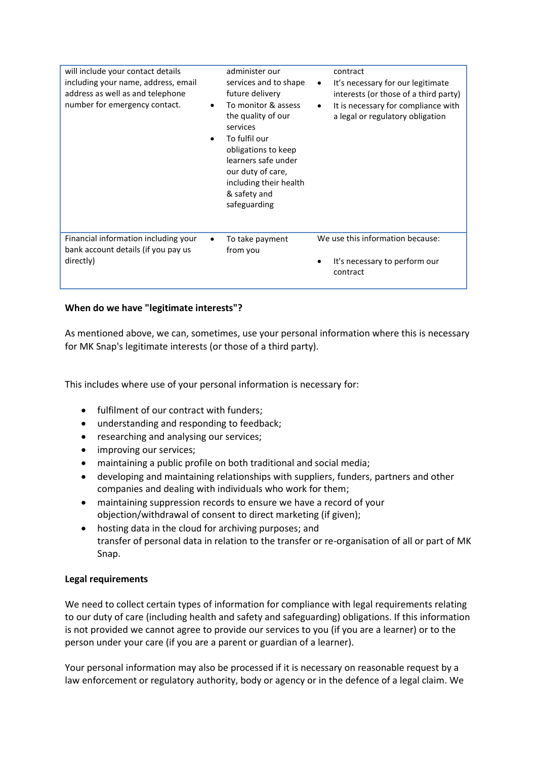| | | |
|---|---|---|
| will include your contact details including your name, address, email address as well as and telephone number for emergency contact. | administer our services and to shape future delivery<br>• To monitor & assess the quality of our services<br>• To fulfil our obligations to keep learners safe under our duty of care, including their health & safety and safeguarding | contract<br>• It's necessary for our legitimate interests (or those of a third party)<br>• It is necessary for compliance with a legal or regulatory obligation |
| Financial information including your bank account details (if you pay us directly) | • To take payment from you | We use this information because:<br>• It's necessary to perform our contract |

**When do we have "legitimate interests"?**

As mentioned above, we can, sometimes, use your personal information where this is necessary for MK Snap's legitimate interests (or those of a third party).

This includes where use of your personal information is necessary for:

- fulfilment of our contract with funders;
- understanding and responding to feedback;
- researching and analysing our services;
- improving our services;
- maintaining a public profile on both traditional and social media;
- developing and maintaining relationships with suppliers, funders, partners and other companies and dealing with individuals who work for them;
- maintaining suppression records to ensure we have a record of your objection/withdrawal of consent to direct marketing (if given);
- hosting data in the cloud for archiving purposes; and
  transfer of personal data in relation to the transfer or re-organisation of all or part of MK Snap.

**Legal requirements**

We need to collect certain types of information for compliance with legal requirements relating to our duty of care (including health and safety and safeguarding) obligations. If this information is not provided we cannot agree to provide our services to you (if you are a learner) or to the person under your care (if you are a parent or guardian of a learner).

Your personal information may also be processed if it is necessary on reasonable request by a law enforcement or regulatory authority, body or agency or in the defence of a legal claim. We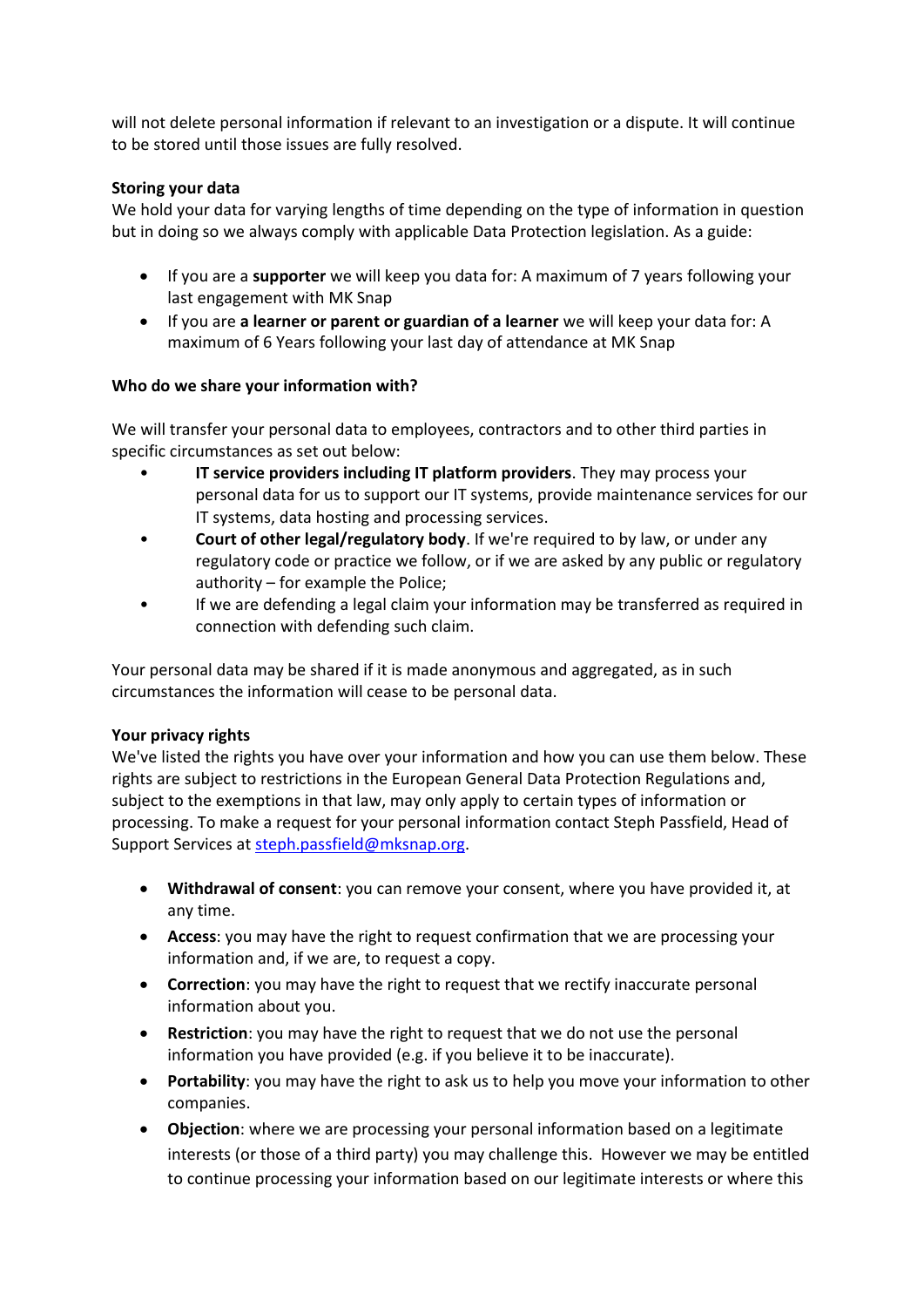will not delete personal information if relevant to an investigation or a dispute. It will continue to be stored until those issues are fully resolved.

**Storing your data**

We hold your data for varying lengths of time depending on the type of information in question but in doing so we always comply with applicable Data Protection legislation. As a guide:

- If you are a **supporter** we will keep you data for: A maximum of 7 years following your last engagement with MK Snap
- If you are **a learner or parent or guardian of a learner** we will keep your data for: A maximum of 6 Years following your last day of attendance at MK Snap

**Who do we share your information with?**

We will transfer your personal data to employees, contractors and to other third parties in specific circumstances as set out below:

- **IT service providers including IT platform providers**. They may process your personal data for us to support our IT systems, provide maintenance services for our IT systems, data hosting and processing services.
- **Court of other legal/regulatory body**. If we're required to by law, or under any regulatory code or practice we follow, or if we are asked by any public or regulatory authority – for example the Police;
- If we are defending a legal claim your information may be transferred as required in connection with defending such claim.

Your personal data may be shared if it is made anonymous and aggregated, as in such circumstances the information will cease to be personal data.

**Your privacy rights**

We've listed the rights you have over your information and how you can use them below. These rights are subject to restrictions in the European General Data Protection Regulations and, subject to the exemptions in that law, may only apply to certain types of information or processing. To make a request for your personal information contact Steph Passfield, Head of Support Services at steph.passfield@mksnap.org.

- **Withdrawal of consent**: you can remove your consent, where you have provided it, at any time.
- **Access**: you may have the right to request confirmation that we are processing your information and, if we are, to request a copy.
- **Correction**: you may have the right to request that we rectify inaccurate personal information about you.
- **Restriction**: you may have the right to request that we do not use the personal information you have provided (e.g. if you believe it to be inaccurate).
- **Portability**: you may have the right to ask us to help you move your information to other companies.
- **Objection**: where we are processing your personal information based on a legitimate interests (or those of a third party) you may challenge this. However we may be entitled to continue processing your information based on our legitimate interests or where this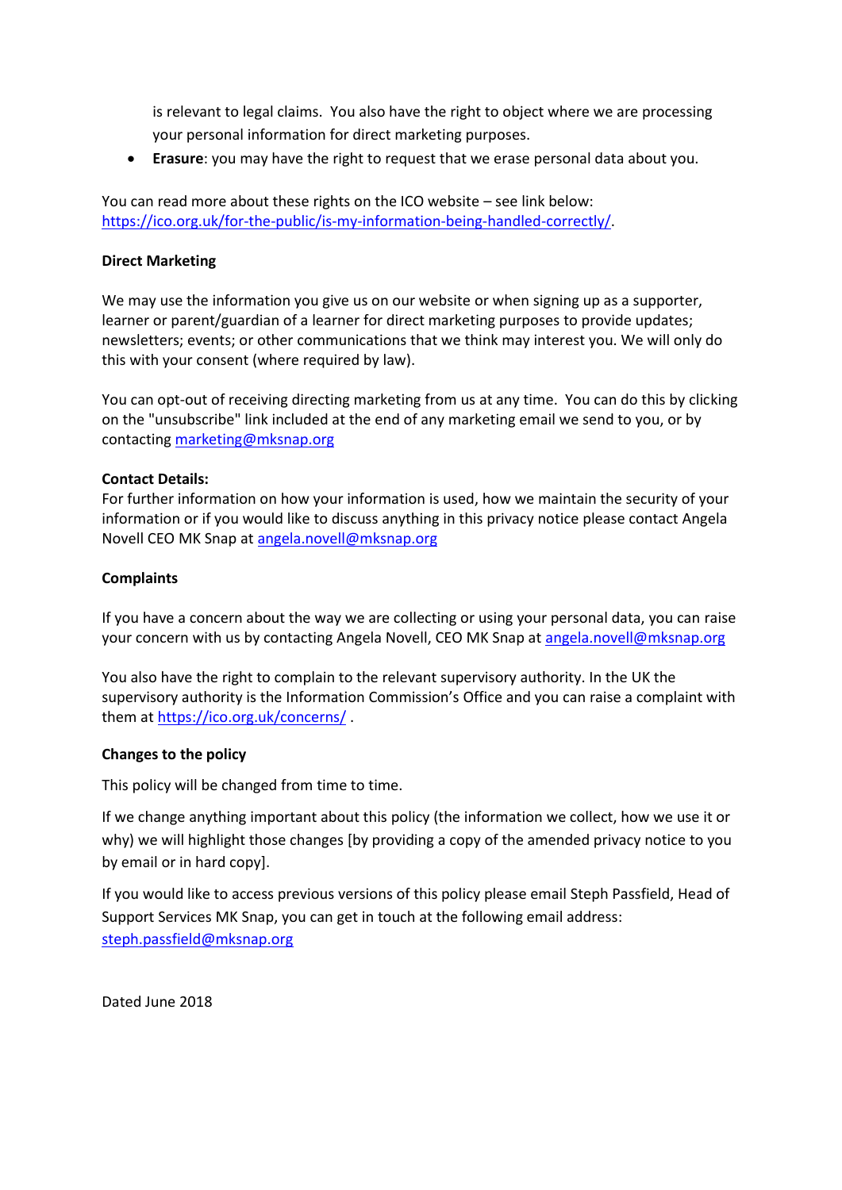is relevant to legal claims. You also have the right to object where we are processing your personal information for direct marketing purposes.

- **Erasure**: you may have the right to request that we erase personal data about you.

You can read more about these rights on the ICO website – see link below: https://ico.org.uk/for-the-public/is-my-information-being-handled-correctly/.

**Direct Marketing**

We may use the information you give us on our website or when signing up as a supporter, learner or parent/guardian of a learner for direct marketing purposes to provide updates; newsletters; events; or other communications that we think may interest you. We will only do this with your consent (where required by law).

You can opt-out of receiving directing marketing from us at any time. You can do this by clicking on the "unsubscribe" link included at the end of any marketing email we send to you, or by contacting marketing@mksnap.org

**Contact Details:**

For further information on how your information is used, how we maintain the security of your information or if you would like to discuss anything in this privacy notice please contact Angela Novell CEO MK Snap at angela.novell@mksnap.org

**Complaints**

If you have a concern about the way we are collecting or using your personal data, you can raise your concern with us by contacting Angela Novell, CEO MK Snap at angela.novell@mksnap.org

You also have the right to complain to the relevant supervisory authority. In the UK the supervisory authority is the Information Commission's Office and you can raise a complaint with them at https://ico.org.uk/concerns/ .

**Changes to the policy**

This policy will be changed from time to time.

If we change anything important about this policy (the information we collect, how we use it or why) we will highlight those changes [by providing a copy of the amended privacy notice to you by email or in hard copy].

If you would like to access previous versions of this policy please email Steph Passfield, Head of Support Services MK Snap, you can get in touch at the following email address: steph.passfield@mksnap.org

Dated June 2018